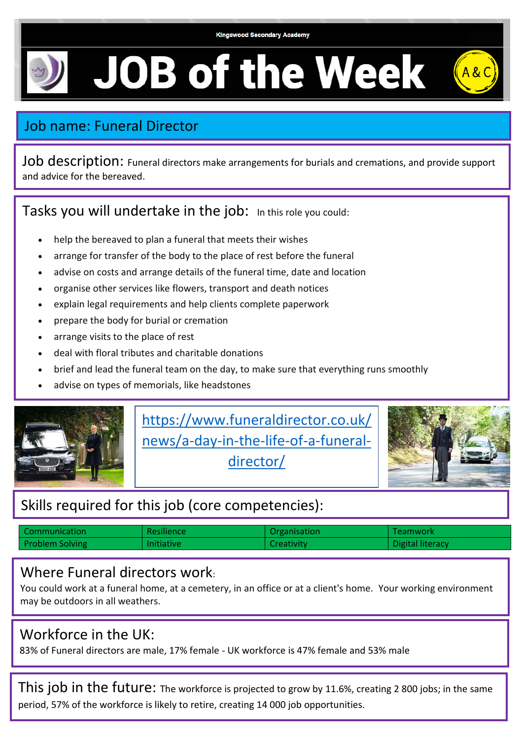Kingswood Secondary Academy

# JOB of the Week

A&C

## Job name: Funeral Director

**Job description:** Funeral directors make arrangements for burials and cremations, and provide support and advice for the bereaved.

## Tasks you will undertake in the job:

In this role you could:

- help the bereaved to plan a funeral that meets their wishes
- arrange for transfer of the body to the place of rest before the funeral
- advise on costs and arrange details of the funeral time, date and location
- organise other services like flowers, transport and death notices
- explain legal requirements and help clients complete paperwork
- prepare the body for burial or cremation
- arrange visits to the place of rest
- deal with floral tributes and charitable donations
- brief and lead the funeral team on the day, to make sure that everything runs smoothly
- advise on types of memorials, like headstones

https://www.funeraldirector.co.uk/news/a-day-in-the-life-of-a-funeral-director/

## Skills required for this job (core competencies):

| Communication | Resilience | Organisation | Teamwork |
|---|---|---|---|
| Problem Solving | Initiative | Creativity | Digital literacy |

## Where Funeral directors work:

You could work at a funeral home, at a cemetery, in an office or at a client's home. Your working environment may be outdoors in all weathers.

## Workforce in the UK:

83% of Funeral directors are male, 17% female - UK workforce is 47% female and 53% male

**This job in the future:** The workforce is projected to grow by 11.6%, creating 2 800 jobs; in the same period, 57% of the workforce is likely to retire, creating 14 000 job opportunities.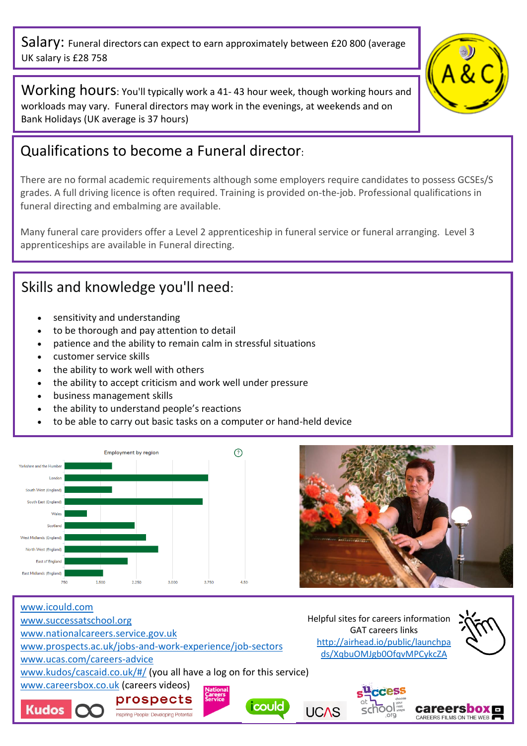**Salary:** Funeral directors can expect to earn approximately between £20 800 (average UK salary is £28 758

**Working hours:** You'll typically work a 41- 43 hour week, though working hours and workloads may vary. Funeral directors may work in the evenings, at weekends and on Bank Holidays (UK average is 37 hours)

A&C

## Qualifications to become a Funeral director:

There are no formal academic requirements although some employers require candidates to possess GCSEs/S grades. A full driving licence is often required. Training is provided on-the-job. Professional qualifications in funeral directing and embalming are available.

Many funeral care providers offer a Level 2 apprenticeship in funeral service or funeral arranging. Level 3 apprenticeships are available in Funeral directing.

## Skills and knowledge you'll need:

- sensitivity and understanding
- to be thorough and pay attention to detail
- patience and the ability to remain calm in stressful situations
- customer service skills
- the ability to work well with others
- the ability to accept criticism and work well under pressure
- business management skills
- the ability to understand people's reactions
- to be able to carry out basic tasks on a computer or hand-held device

Employment by region

Yorkshire and the Humber
London
South West (England)
South East (England)
Wales
Scotland
West Midlands (England)
North West (England)
East of England
East Midlands (England)

750
1,500
2,250
3,000
3,750
4,50

www.icould.com
www.successatschool.org
www.nationalcareers.service.gov.uk
www.prospects.ac.uk/jobs-and-work-experience/job-sectors
www.ucas.com/careers-advice
www.kudos/cascaid.co.uk/#/ (you all have a log on for this service)
www.careersbox.co.uk (careers videos)

Helpful sites for careers information
GAT careers links
http://airhead.io/public/launchpads/XqbuOMJgb0OfqvMPCykcZA

Kudos prospects National Careers Service icould UCAS success at school careersbox